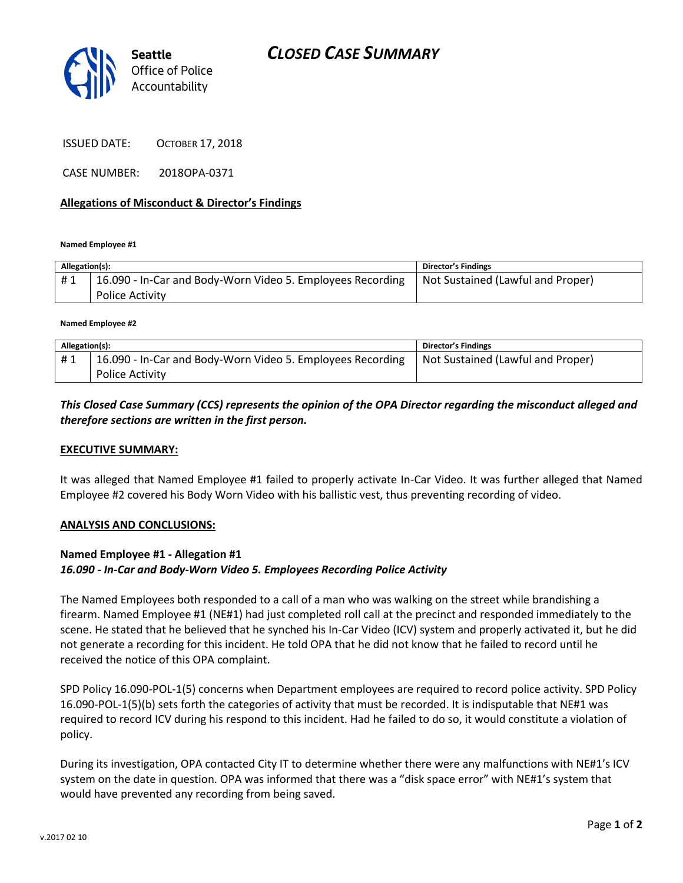# CLOSED CASE SUMMARY

Seattle Office of Police Accountability

ISSUED DATE: OCTOBER 17, 2018

CASE NUMBER: 2018OPA-0371

**Allegations of Misconduct & Director's Findings**

**Named Employee #1**

| Allegation(s): | | Director's Findings |
|---|---|---|
| # 1 | 16.090 - In-Car and Body-Worn Video 5. Employees Recording Police Activity | Not Sustained (Lawful and Proper) |

**Named Employee #2**

| Allegation(s): | | Director's Findings |
|---|---|---|
| # 1 | 16.090 - In-Car and Body-Worn Video 5. Employees Recording Police Activity | Not Sustained (Lawful and Proper) |

***This Closed Case Summary (CCS) represents the opinion of the OPA Director regarding the misconduct alleged and therefore sections are written in the first person.***

**EXECUTIVE SUMMARY:**

It was alleged that Named Employee #1 failed to properly activate In-Car Video. It was further alleged that Named Employee #2 covered his Body Worn Video with his ballistic vest, thus preventing recording of video.

**ANALYSIS AND CONCLUSIONS:**

**Named Employee #1 - Allegation #1**
***16.090 - In-Car and Body-Worn Video 5. Employees Recording Police Activity***

The Named Employees both responded to a call of a man who was walking on the street while brandishing a firearm. Named Employee #1 (NE#1) had just completed roll call at the precinct and responded immediately to the scene. He stated that he believed that he synched his In-Car Video (ICV) system and properly activated it, but he did not generate a recording for this incident. He told OPA that he did not know that he failed to record until he received the notice of this OPA complaint.

SPD Policy 16.090-POL-1(5) concerns when Department employees are required to record police activity. SPD Policy 16.090-POL-1(5)(b) sets forth the categories of activity that must be recorded. It is indisputable that NE#1 was required to record ICV during his respond to this incident. Had he failed to do so, it would constitute a violation of policy.

During its investigation, OPA contacted City IT to determine whether there were any malfunctions with NE#1's ICV system on the date in question. OPA was informed that there was a "disk space error" with NE#1's system that would have prevented any recording from being saved.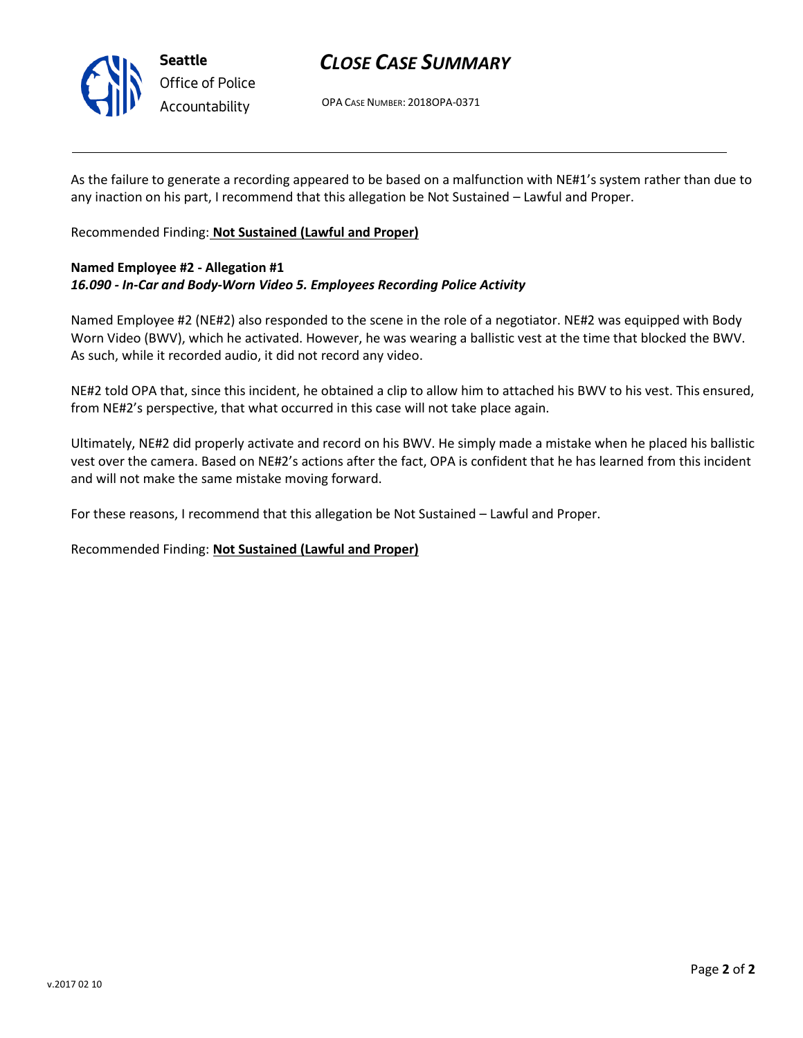As the failure to generate a recording appeared to be based on a malfunction with NE#1's system rather than due to any inaction on his part, I recommend that this allegation be Not Sustained – Lawful and Proper.

Recommended Finding: **Not Sustained (Lawful and Proper)**

**Named Employee #2 - Allegation #1**
***16.090 - In-Car and Body-Worn Video 5. Employees Recording Police Activity***

Named Employee #2 (NE#2) also responded to the scene in the role of a negotiator. NE#2 was equipped with Body Worn Video (BWV), which he activated. However, he was wearing a ballistic vest at the time that blocked the BWV. As such, while it recorded audio, it did not record any video.

NE#2 told OPA that, since this incident, he obtained a clip to allow him to attached his BWV to his vest. This ensured, from NE#2's perspective, that what occurred in this case will not take place again.

Ultimately, NE#2 did properly activate and record on his BWV. He simply made a mistake when he placed his ballistic vest over the camera. Based on NE#2's actions after the fact, OPA is confident that he has learned from this incident and will not make the same mistake moving forward.

For these reasons, I recommend that this allegation be Not Sustained – Lawful and Proper.

Recommended Finding: **Not Sustained (Lawful and Proper)**